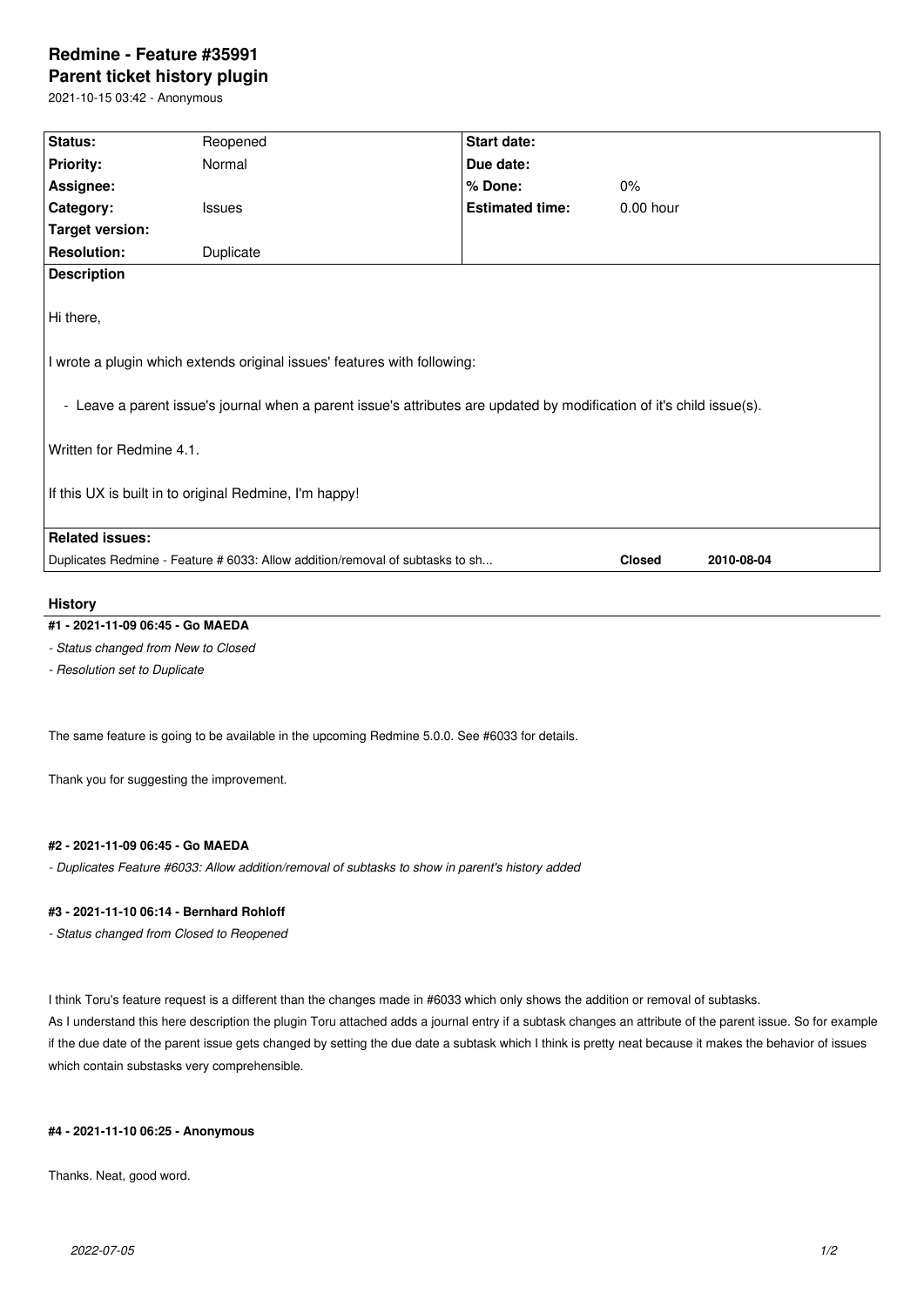# Redmine - Feature #35991

## Parent ticket history plugin

2021-10-15 03:42 - Anonymous

| Status: | Reopened | Start date: | |
|---|---|---|---|
| Priority: | Normal | Due date: | |
| Assignee: | | % Done: | 0% |
| Category: | Issues | Estimated time: | 0.00 hour |
| Target version: | | | |
| Resolution: | Duplicate | | |

**Description**

Hi there,

I wrote a plugin which extends original issues' features with following:

- Leave a parent issue's journal when a parent issue's attributes are updated by modification of it's child issue(s).

Written for Redmine 4.1.

If this UX is built in to original Redmine, I'm happy!

**Related issues:**

| | | |
|---|---|---|
| Duplicates Redmine - Feature # 6033: Allow addition/removal of subtasks to sh... | **Closed** | **2010-08-04** |

### History

#### #1 - 2021-11-09 06:45 - Go MAEDA

*- Status changed from New to Closed*

*- Resolution set to Duplicate*

The same feature is going to be available in the upcoming Redmine 5.0.0. See #6033 for details.

Thank you for suggesting the improvement.

#### #2 - 2021-11-09 06:45 - Go MAEDA

*- Duplicates Feature #6033: Allow addition/removal of subtasks to show in parent's history added*

#### #3 - 2021-11-10 06:14 - Bernhard Rohloff

*- Status changed from Closed to Reopened*

I think Toru's feature request is a different than the changes made in #6033 which only shows the addition or removal of subtasks.
As I understand this here description the plugin Toru attached adds a journal entry if a subtask changes an attribute of the parent issue. So for example if the due date of the parent issue gets changed by setting the due date a subtask which I think is pretty neat because it makes the behavior of issues which contain substasks very comprehensible.

#### #4 - 2021-11-10 06:25 - Anonymous

Thanks. Neat, good word.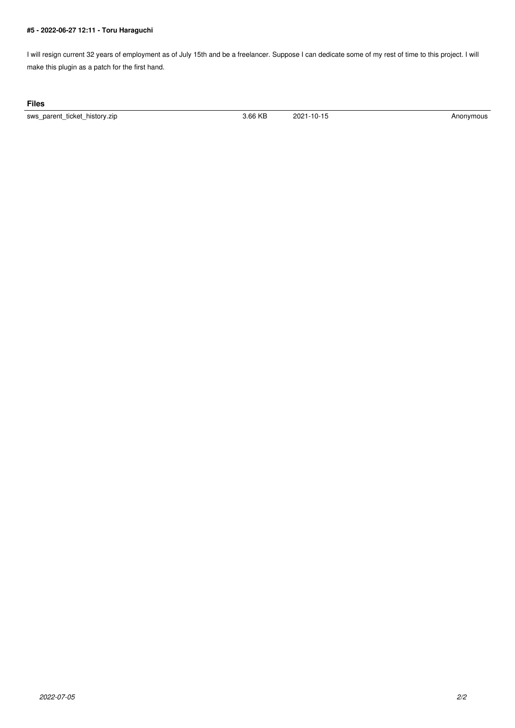#### #5 - 2022-06-27 12:11 - Toru Haraguchi

I will resign current 32 years of employment as of July 15th and be a freelancer. Suppose I can dedicate some of my rest of time to this project. I will make this plugin as a patch for the first hand.

**Files**

| | | | |
|---|---|---|---|
| sws_parent_ticket_history.zip | 3.66 KB | 2021-10-15 | Anonymous |